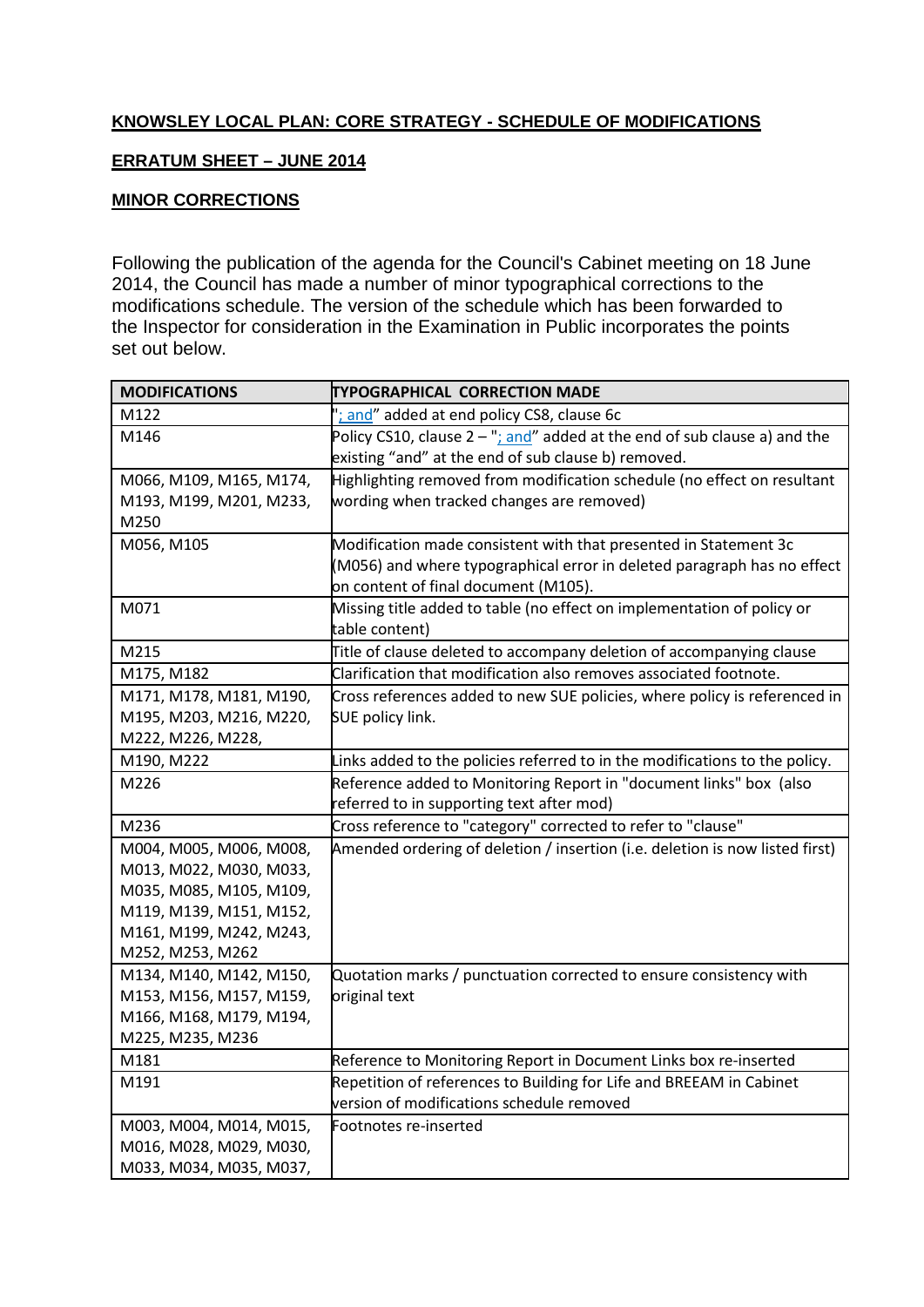**KNOWSLEY LOCAL PLAN: CORE STRATEGY - SCHEDULE OF MODIFICATIONS**

**ERRATUM SHEET – JUNE 2014**

**MINOR CORRECTIONS**

Following the publication of the agenda for the Council's Cabinet meeting on 18 June 2014, the Council has made a number of minor typographical corrections to the modifications schedule. The version of the schedule which has been forwarded to the Inspector for consideration in the Examination in Public incorporates the points set out below.

| MODIFICATIONS | TYPOGRAPHICAL CORRECTION MADE |
|---|---|
| M122 | "; and" added at end policy CS8, clause 6c |
| M146 | Policy CS10, clause 2 – "; and" added at the end of sub clause a) and the existing "and" at the end of sub clause b) removed. |
| M066, M109, M165, M174, M193, M199, M201, M233, M250 | Highlighting removed from modification schedule (no effect on resultant wording when tracked changes are removed) |
| M056, M105 | Modification made consistent with that presented in Statement 3c (M056) and where typographical error in deleted paragraph has no effect on content of final document (M105). |
| M071 | Missing title added to table (no effect on implementation of policy or table content) |
| M215 | Title of clause deleted to accompany deletion of accompanying clause |
| M175, M182 | Clarification that modification also removes associated footnote. |
| M171, M178, M181, M190, M195, M203, M216, M220, M222, M226, M228, | Cross references added to new SUE policies, where policy is referenced in SUE policy link. |
| M190, M222 | Links added to the policies referred to in the modifications to the policy. |
| M226 | Reference added to Monitoring Report in "document links" box (also referred to in supporting text after mod) |
| M236 | Cross reference to "category" corrected to refer to "clause" |
| M004, M005, M006, M008, M013, M022, M030, M033, M035, M085, M105, M109, M119, M139, M151, M152, M161, M199, M242, M243, M252, M253, M262 | Amended ordering of deletion / insertion (i.e. deletion is now listed first) |
| M134, M140, M142, M150, M153, M156, M157, M159, M166, M168, M179, M194, M225, M235, M236 | Quotation marks / punctuation corrected to ensure consistency with original text |
| M181 | Reference to Monitoring Report in Document Links box re-inserted |
| M191 | Repetition of references to Building for Life and BREEAM in Cabinet version of modifications schedule removed |
| M003, M004, M014, M015, M016, M028, M029, M030, M033, M034, M035, M037, | Footnotes re-inserted |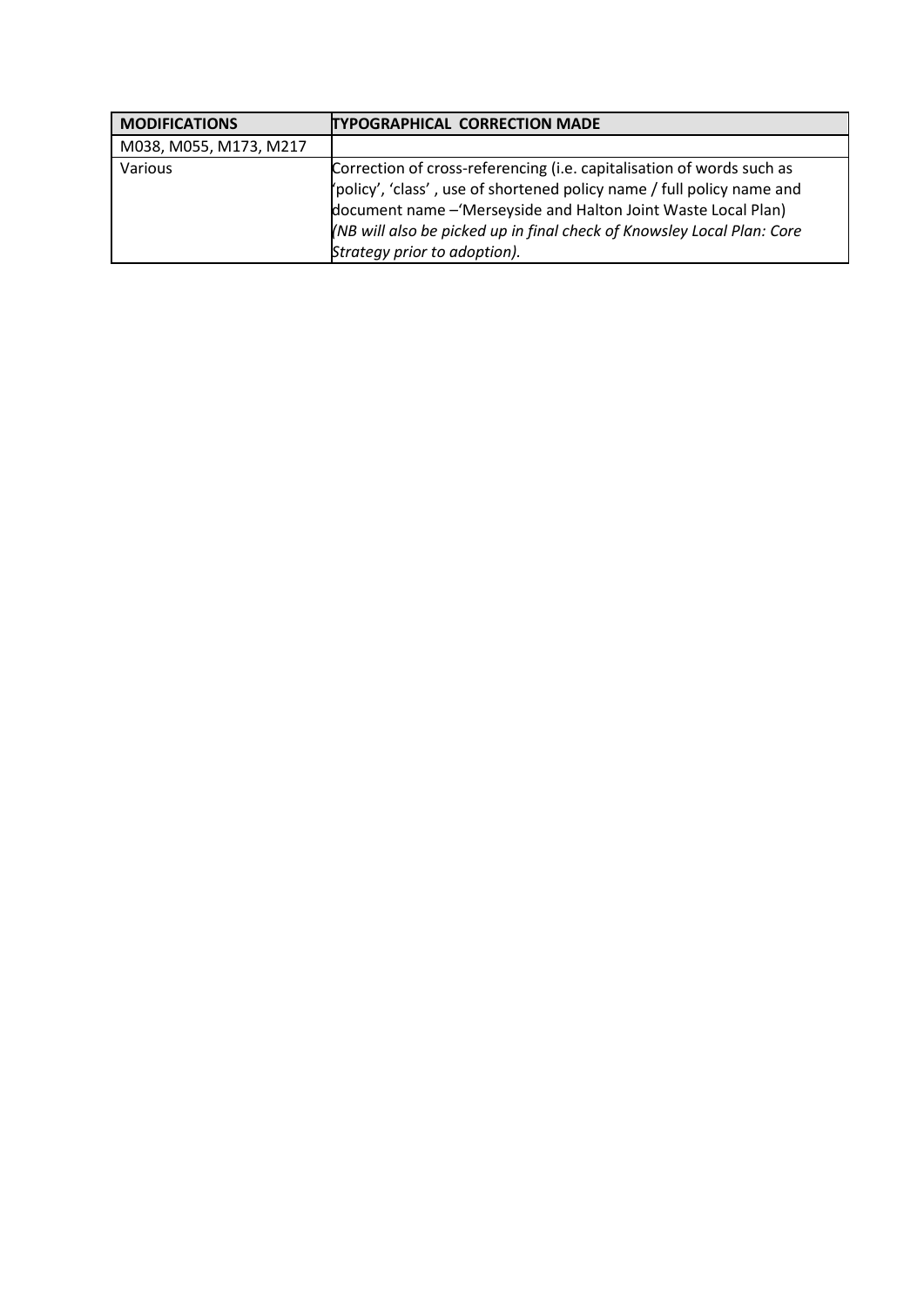| MODIFICATIONS | TYPOGRAPHICAL CORRECTION MADE |
|---|---|
| M038, M055, M173, M217 | |
| Various | Correction of cross-referencing (i.e. capitalisation of words such as 'policy', 'class' , use of shortened policy name / full policy name and document name –'Merseyside and Halton Joint Waste Local Plan) *(NB will also be picked up in final check of Knowsley Local Plan: Core Strategy prior to adoption).* |